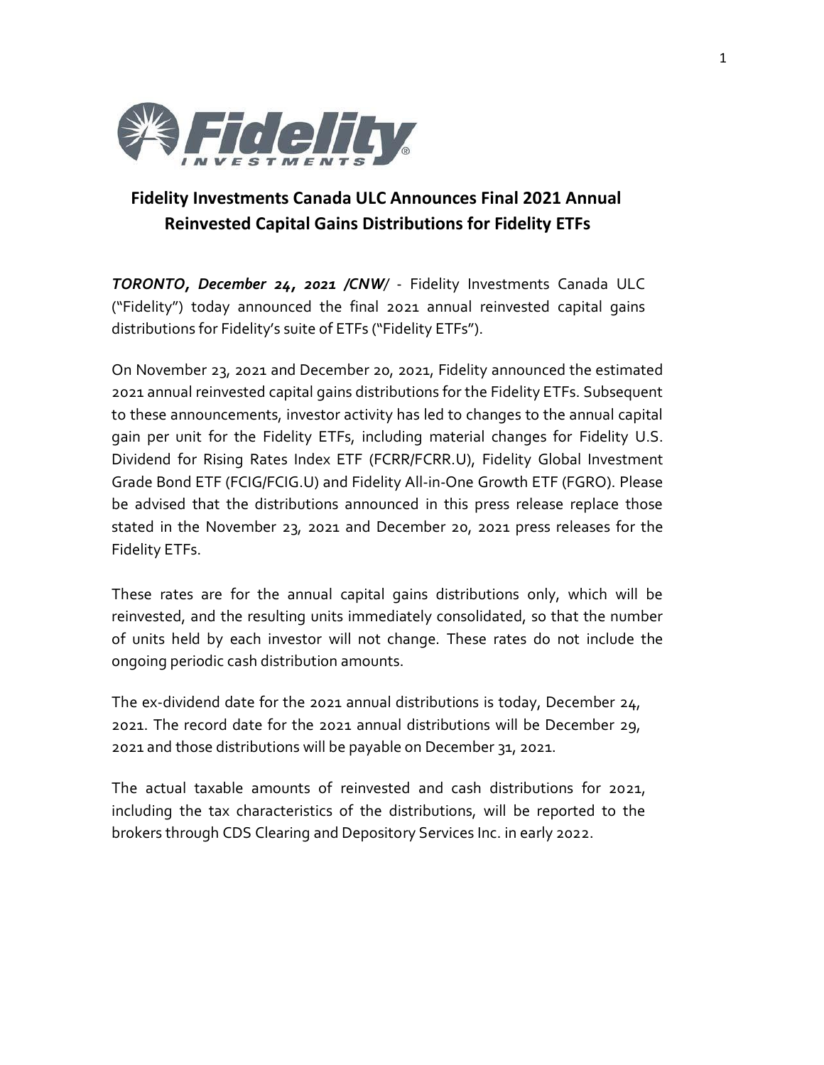# Fidelity Investments Canada ULC Announces Final 2021 Annual Reinvested Capital Gains Distributions for Fidelity ETFs

***TORONTO, December 24, 2021 /CNW/*** - Fidelity Investments Canada ULC ("Fidelity") today announced the final 2021 annual reinvested capital gains distributions for Fidelity's suite of ETFs ("Fidelity ETFs").

On November 23, 2021 and December 20, 2021, Fidelity announced the estimated 2021 annual reinvested capital gains distributions for the Fidelity ETFs. Subsequent to these announcements, investor activity has led to changes to the annual capital gain per unit for the Fidelity ETFs, including material changes for Fidelity U.S. Dividend for Rising Rates Index ETF (FCRR/FCRR.U), Fidelity Global Investment Grade Bond ETF (FCIG/FCIG.U) and Fidelity All-in-One Growth ETF (FGRO). Please be advised that the distributions announced in this press release replace those stated in the November 23, 2021 and December 20, 2021 press releases for the Fidelity ETFs.

These rates are for the annual capital gains distributions only, which will be reinvested, and the resulting units immediately consolidated, so that the number of units held by each investor will not change. These rates do not include the ongoing periodic cash distribution amounts.

The ex-dividend date for the 2021 annual distributions is today, December 24, 2021. The record date for the 2021 annual distributions will be December 29, 2021 and those distributions will be payable on December 31, 2021.

The actual taxable amounts of reinvested and cash distributions for 2021, including the tax characteristics of the distributions, will be reported to the brokers through CDS Clearing and Depository Services Inc. in early 2022.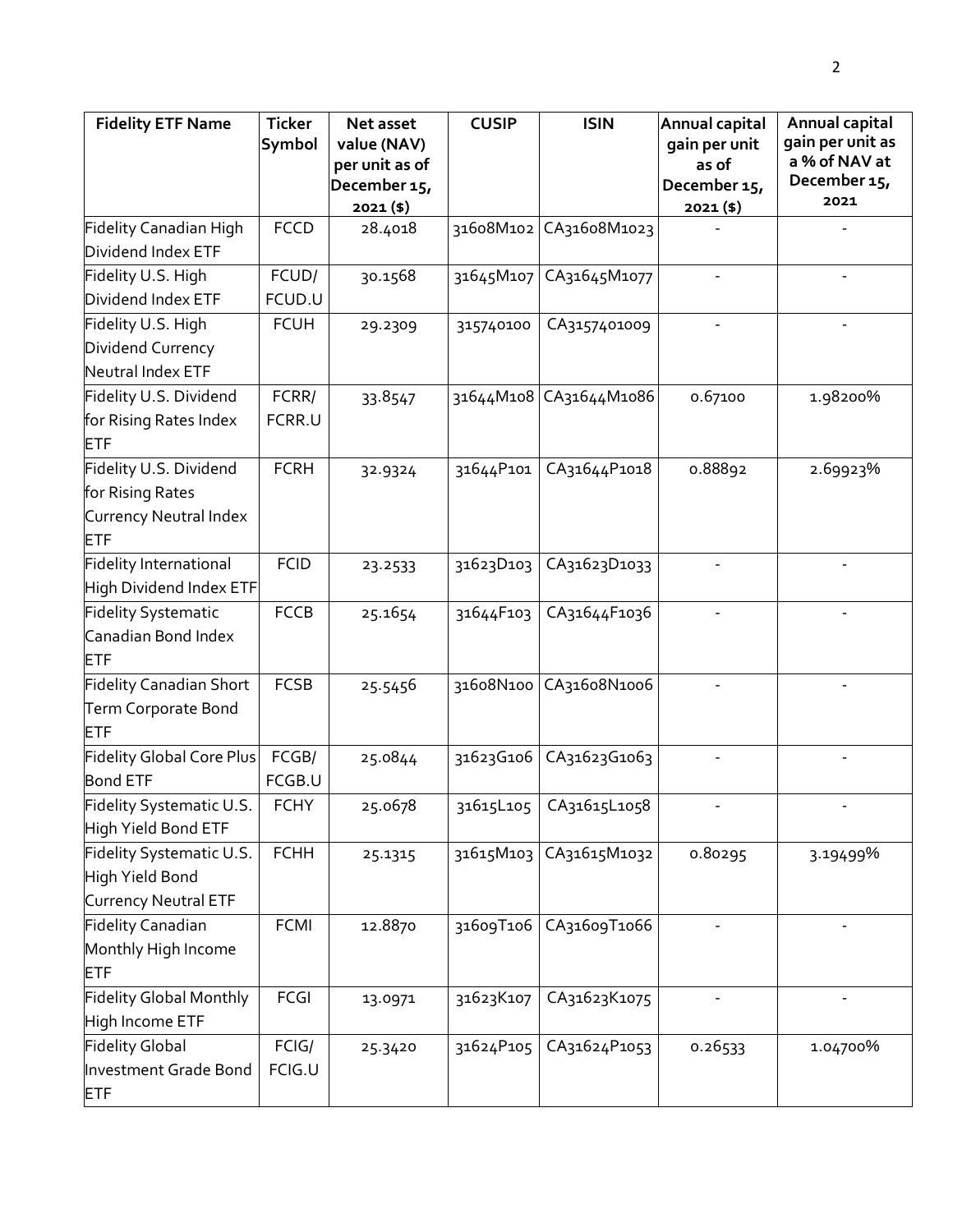| Fidelity ETF Name | Ticker Symbol | Net asset value (NAV) per unit as of December 15, 2021 ($) | CUSIP | ISIN | Annual capital gain per unit as of December 15, 2021 ($) | Annual capital gain per unit as a % of NAV at December 15, 2021 |
|---|---|---|---|---|---|---|
| Fidelity Canadian High Dividend Index ETF | FCCD | 28.4018 | 31608M102 | CA31608M1023 | - | - |
| Fidelity U.S. High Dividend Index ETF | FCUD/ FCUD.U | 30.1568 | 31645M107 | CA31645M1077 | - | - |
| Fidelity U.S. High Dividend Currency Neutral Index ETF | FCUH | 29.2309 | 315740100 | CA3157401009 | - | - |
| Fidelity U.S. Dividend for Rising Rates Index ETF | FCRR/ FCRR.U | 33.8547 | 31644M108 | CA31644M1086 | 0.67100 | 1.98200% |
| Fidelity U.S. Dividend for Rising Rates Currency Neutral Index ETF | FCRH | 32.9324 | 31644P101 | CA31644P1018 | 0.88892 | 2.69923% |
| Fidelity International High Dividend Index ETF | FCID | 23.2533 | 31623D103 | CA31623D1033 | - | - |
| Fidelity Systematic Canadian Bond Index ETF | FCCB | 25.1654 | 31644F103 | CA31644F1036 | - | - |
| Fidelity Canadian Short Term Corporate Bond ETF | FCSB | 25.5456 | 31608N100 | CA31608N1006 | - | - |
| Fidelity Global Core Plus Bond ETF | FCGB/ FCGB.U | 25.0844 | 31623G106 | CA31623G1063 | - | - |
| Fidelity Systematic U.S. High Yield Bond ETF | FCHY | 25.0678 | 31615L105 | CA31615L1058 | - | - |
| Fidelity Systematic U.S. High Yield Bond Currency Neutral ETF | FCHH | 25.1315 | 31615M103 | CA31615M1032 | 0.80295 | 3.19499% |
| Fidelity Canadian Monthly High Income ETF | FCMI | 12.8870 | 31609T106 | CA31609T1066 | - | - |
| Fidelity Global Monthly High Income ETF | FCGI | 13.0971 | 31623K107 | CA31623K1075 | - | - |
| Fidelity Global Investment Grade Bond ETF | FCIG/ FCIG.U | 25.3420 | 31624P105 | CA31624P1053 | 0.26533 | 1.04700% |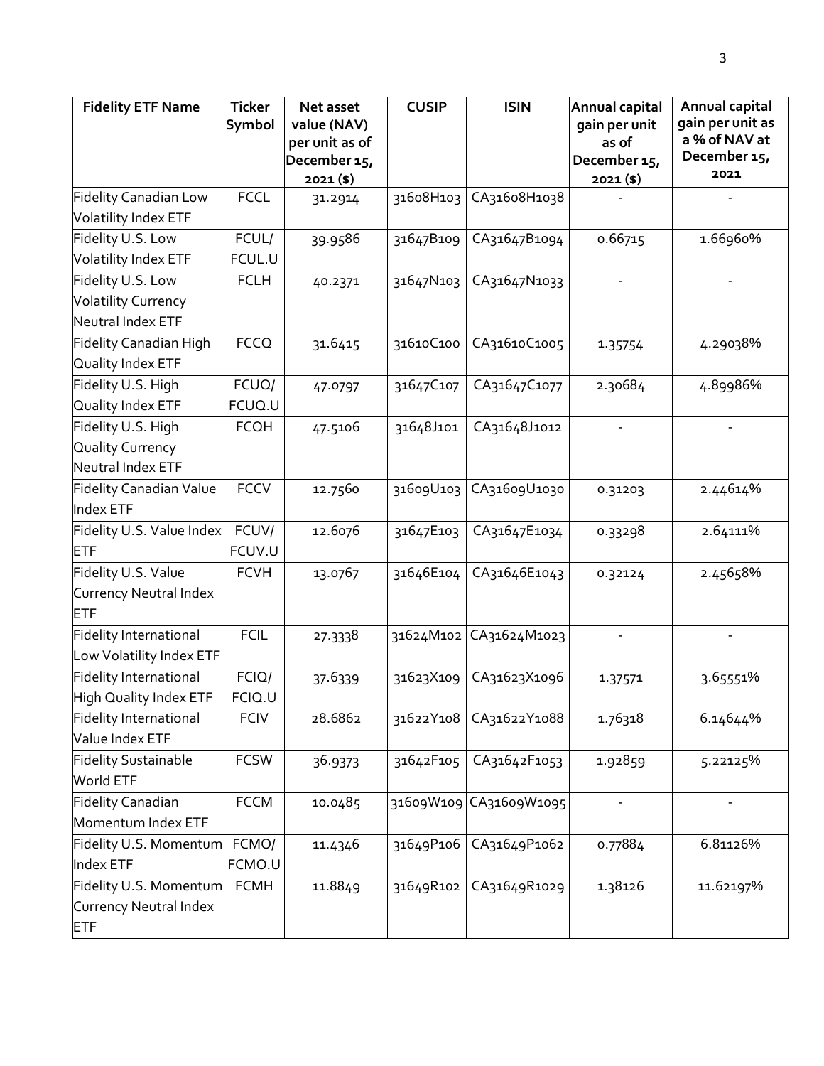| Fidelity ETF Name | Ticker Symbol | Net asset value (NAV) per unit as of December 15, 2021 ($) | CUSIP | ISIN | Annual capital gain per unit as of December 15, 2021 ($) | Annual capital gain per unit as a % of NAV at December 15, 2021 |
|---|---|---|---|---|---|---|
| Fidelity Canadian Low Volatility Index ETF | FCCL | 31.2914 | 31608H103 | CA31608H1038 | - | - |
| Fidelity U.S. Low Volatility Index ETF | FCUL/ FCUL.U | 39.9586 | 31647B109 | CA31647B1094 | 0.66715 | 1.66960% |
| Fidelity U.S. Low Volatility Currency Neutral Index ETF | FCLH | 40.2371 | 31647N103 | CA31647N1033 | - | - |
| Fidelity Canadian High Quality Index ETF | FCCQ | 31.6415 | 31610C100 | CA31610C1005 | 1.35754 | 4.29038% |
| Fidelity U.S. High Quality Index ETF | FCUQ/ FCUQ.U | 47.0797 | 31647C107 | CA31647C1077 | 2.30684 | 4.89986% |
| Fidelity U.S. High Quality Currency Neutral Index ETF | FCQH | 47.5106 | 31648J101 | CA31648J1012 | - | - |
| Fidelity Canadian Value Index ETF | FCCV | 12.7560 | 31609U103 | CA31609U1030 | 0.31203 | 2.44614% |
| Fidelity U.S. Value Index ETF | FCUV/ FCUV.U | 12.6076 | 31647E103 | CA31647E1034 | 0.33298 | 2.64111% |
| Fidelity U.S. Value Currency Neutral Index ETF | FCVH | 13.0767 | 31646E104 | CA31646E1043 | 0.32124 | 2.45658% |
| Fidelity International Low Volatility Index ETF | FCIL | 27.3338 | 31624M102 | CA31624M1023 | - | - |
| Fidelity International High Quality Index ETF | FCIQ/ FCIQ.U | 37.6339 | 31623X109 | CA31623X1096 | 1.37571 | 3.65551% |
| Fidelity International Value Index ETF | FCIV | 28.6862 | 31622Y108 | CA31622Y1088 | 1.76318 | 6.14644% |
| Fidelity Sustainable World ETF | FCSW | 36.9373 | 31642F105 | CA31642F1053 | 1.92859 | 5.22125% |
| Fidelity Canadian Momentum Index ETF | FCCM | 10.0485 | 31609W109 | CA31609W1095 | - | - |
| Fidelity U.S. Momentum Index ETF | FCMO/ FCMO.U | 11.4346 | 31649P106 | CA31649P1062 | 0.77884 | 6.81126% |
| Fidelity U.S. Momentum Currency Neutral Index ETF | FCMH | 11.8849 | 31649R102 | CA31649R1029 | 1.38126 | 11.62197% |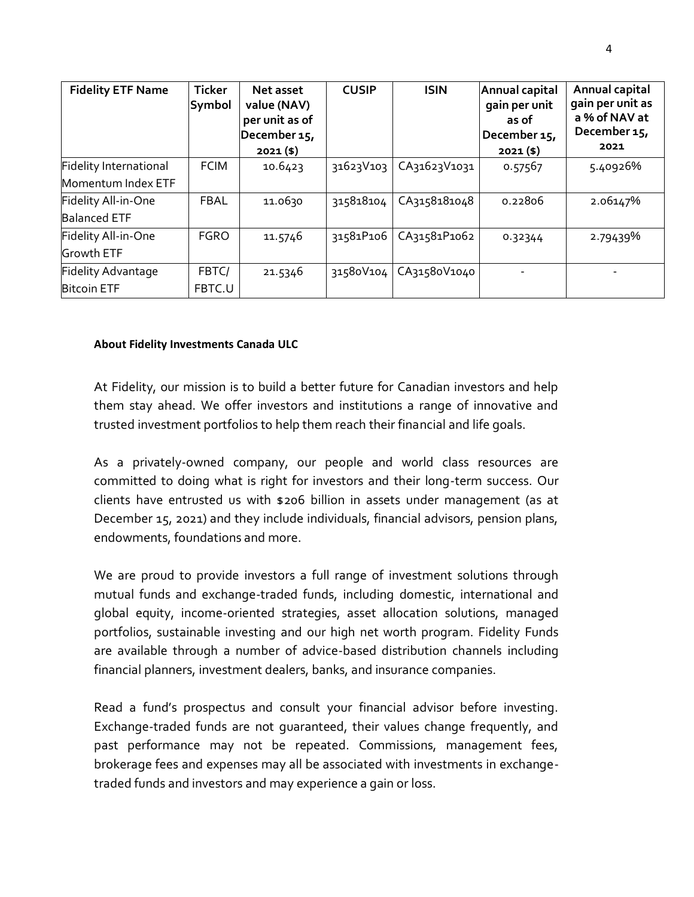| Fidelity ETF Name | Ticker Symbol | Net asset value (NAV) per unit as of December 15, 2021 ($) | CUSIP | ISIN | Annual capital gain per unit as of December 15, 2021 ($) | Annual capital gain per unit as a % of NAV at December 15, 2021 |
|---|---|---|---|---|---|---|
| Fidelity International Momentum Index ETF | FCIM | 10.6423 | 31623V103 | CA31623V1031 | 0.57567 | 5.40926% |
| Fidelity All-in-One Balanced ETF | FBAL | 11.0630 | 315818104 | CA3158181048 | 0.22806 | 2.06147% |
| Fidelity All-in-One Growth ETF | FGRO | 11.5746 | 31581P106 | CA31581P1062 | 0.32344 | 2.79439% |
| Fidelity Advantage Bitcoin ETF | FBTC/ FBTC.U | 21.5346 | 31580V104 | CA31580V1040 | - | - |

**About Fidelity Investments Canada ULC**

At Fidelity, our mission is to build a better future for Canadian investors and help them stay ahead. We offer investors and institutions a range of innovative and trusted investment portfolios to help them reach their financial and life goals.

As a privately-owned company, our people and world class resources are committed to doing what is right for investors and their long-term success. Our clients have entrusted us with $206 billion in assets under management (as at December 15, 2021) and they include individuals, financial advisors, pension plans, endowments, foundations and more.

We are proud to provide investors a full range of investment solutions through mutual funds and exchange-traded funds, including domestic, international and global equity, income-oriented strategies, asset allocation solutions, managed portfolios, sustainable investing and our high net worth program. Fidelity Funds are available through a number of advice-based distribution channels including financial planners, investment dealers, banks, and insurance companies.

Read a fund's prospectus and consult your financial advisor before investing. Exchange-traded funds are not guaranteed, their values change frequently, and past performance may not be repeated. Commissions, management fees, brokerage fees and expenses may all be associated with investments in exchange-traded funds and investors and may experience a gain or loss.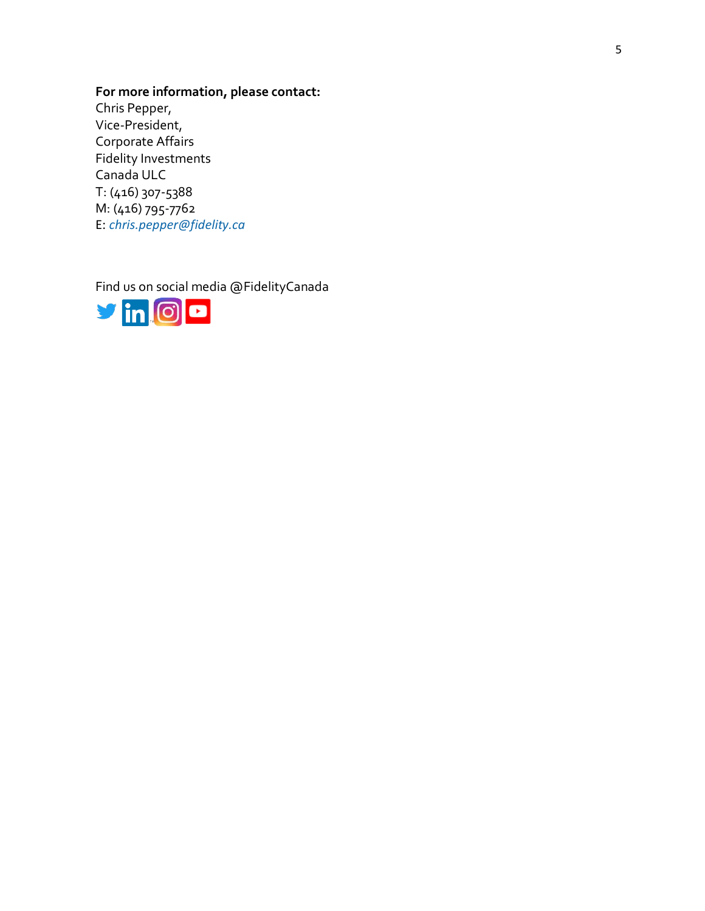**For more information, please contact:**
Chris Pepper,
Vice-President,
Corporate Affairs
Fidelity Investments
Canada ULC
T: (416) 307-5388
M: (416) 795-7762
E: *chris.pepper@fidelity.ca*

Find us on social media @FidelityCanada